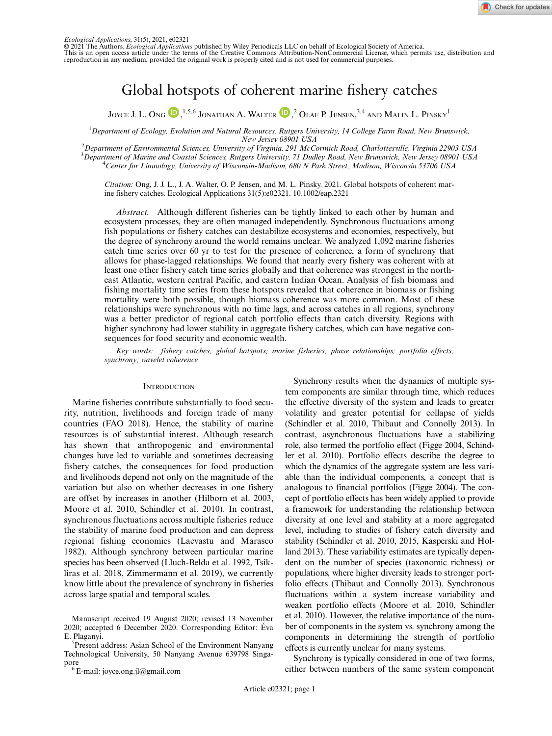*Ecological Applications*, 31(5), 2021, e02321
© 2021 The Authors. *Ecological Applications* published by Wiley Periodicals LLC on behalf of Ecological Society of America.
This is an open access article under the terms of the Creative Commons Attribution-NonCommercial License, which permits use, distribution and reproduction in any medium, provided the original work is properly cited and is not used for commercial purposes.

# Global hotspots of coherent marine fishery catches

Joyce J. L. Ong,[1,5,6] Jonathan A. Walter,[2] Olaf P. Jensen,[3,4] and Malin L. Pinsky[1]

[1]Department of Ecology, Evolution and Natural Resources, Rutgers University, 14 College Farm Road, New Brunswick, New Jersey 08901 USA
[2]Department of Environmental Sciences, University of Virginia, 291 McCormick Road, Charlottesville, Virginia 22903 USA
[3]Department of Marine and Coastal Sciences, Rutgers University, 71 Dudley Road, New Brunswick, New Jersey 08901 USA
[4]Center for Limnology, University of Wisconsin-Madison, 680 N Park Street, Madison, Wisconsin 53706 USA

*Citation:* Ong, J. J. L., J. A. Walter, O. P. Jensen, and M. L. Pinsky. 2021. Global hotspots of coherent marine fishery catches. Ecological Applications 31(5):e02321. 10.1002/eap.2321

*Abstract.* Although different fisheries can be tightly linked to each other by human and ecosystem processes, they are often managed independently. Synchronous fluctuations among fish populations or fishery catches can destabilize ecosystems and economies, respectively, but the degree of synchrony around the world remains unclear. We analyzed 1,092 marine fisheries catch time series over 60 yr to test for the presence of coherence, a form of synchrony that allows for phase-lagged relationships. We found that nearly every fishery was coherent with at least one other fishery catch time series globally and that coherence was strongest in the northeast Atlantic, western central Pacific, and eastern Indian Ocean. Analysis of fish biomass and fishing mortality time series from these hotspots revealed that coherence in biomass or fishing mortality were both possible, though biomass coherence was more common. Most of these relationships were synchronous with no time lags, and across catches in all regions, synchrony was a better predictor of regional catch portfolio effects than catch diversity. Regions with higher synchrony had lower stability in aggregate fishery catches, which can have negative consequences for food security and economic wealth.

*Key words: fishery catches; global hotspots; marine fisheries; phase relationships; portfolio effects; synchrony; wavelet coherence.*

## Introduction

Marine fisheries contribute substantially to food security, nutrition, livelihoods and foreign trade of many countries (FAO 2018). Hence, the stability of marine resources is of substantial interest. Although research has shown that anthropogenic and environmental changes have led to variable and sometimes decreasing fishery catches, the consequences for food production and livelihoods depend not only on the magnitude of the variation but also on whether decreases in one fishery are offset by increases in another (Hilborn et al. 2003, Moore et al. 2010, Schindler et al. 2010). In contrast, synchronous fluctuations across multiple fisheries reduce the stability of marine food production and can depress regional fishing economies (Laevastu and Marasco 1982). Although synchrony between particular marine species has been observed (Lluch-Belda et al. 1992, Tsikliras et al. 2018, Zimmermann et al. 2019), we currently know little about the prevalence of synchrony in fisheries across large spatial and temporal scales.

Synchrony results when the dynamics of multiple system components are similar through time, which reduces the effective diversity of the system and leads to greater volatility and greater potential for collapse of yields (Schindler et al. 2010, Thibaut and Connolly 2013). In contrast, asynchronous fluctuations have a stabilizing role, also termed the portfolio effect (Figge 2004, Schindler et al. 2010). Portfolio effects describe the degree to which the dynamics of the aggregate system are less variable than the individual components, a concept that is analogous to financial portfolios (Figge 2004). The concept of portfolio effects has been widely applied to provide a framework for understanding the relationship between diversity at one level and stability at a more aggregated level, including to studies of fishery catch diversity and stability (Schindler et al. 2010, 2015, Kasperski and Holland 2013). These variability estimates are typically dependent on the number of species (taxonomic richness) or populations, where higher diversity leads to stronger portfolio effects (Thibaut and Connolly 2013). Synchronous fluctuations within a system increase variability and weaken portfolio effects (Moore et al. 2010, Schindler et al. 2010). However, the relative importance of the number of components in the system vs. synchrony among the components in determining the strength of portfolio effects is currently unclear for many systems.

Synchrony is typically considered in one of two forms, either between numbers of the same system component

Manuscript received 19 August 2020; revised 13 November 2020; accepted 6 December 2020. Corresponding Editor: Éva E. Plaganyi.

[5]Present address: Asian School of the Environment Nanyang Technological University, 50 Nanyang Avenue 639798 Singapore

[6]E-mail: joyce.ong.jl@gmail.com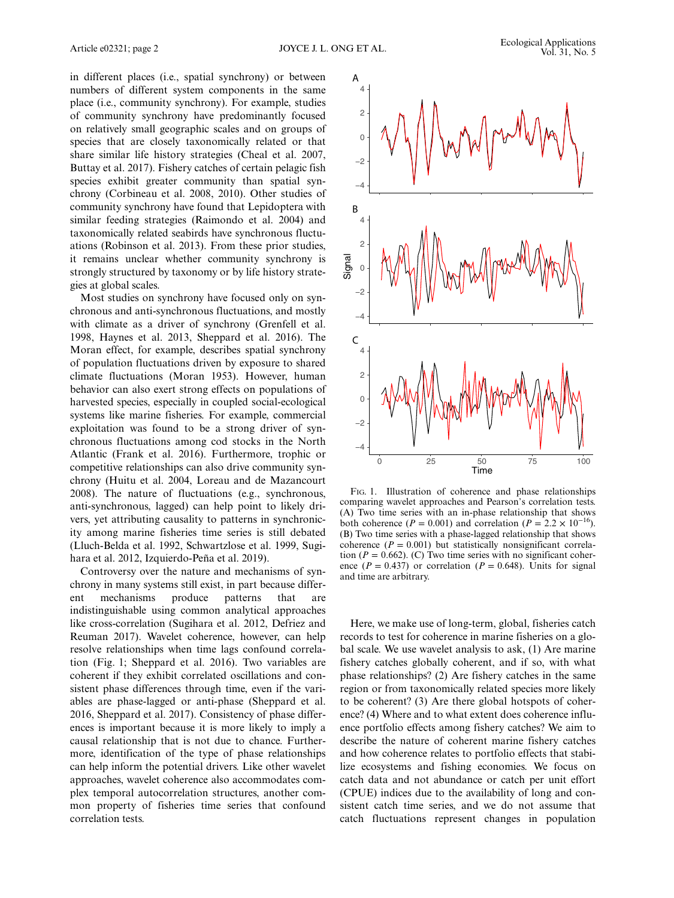in different places (i.e., spatial synchrony) or between numbers of different system components in the same place (i.e., community synchrony). For example, studies of community synchrony have predominantly focused on relatively small geographic scales and on groups of species that are closely taxonomically related or that share similar life history strategies (Cheal et al. 2007, Buttay et al. 2017). Fishery catches of certain pelagic fish species exhibit greater community than spatial synchrony (Corbineau et al. 2008, 2010). Other studies of community synchrony have found that Lepidoptera with similar feeding strategies (Raimondo et al. 2004) and taxonomically related seabirds have synchronous fluctuations (Robinson et al. 2013). From these prior studies, it remains unclear whether community synchrony is strongly structured by taxonomy or by life history strategies at global scales.

Most studies on synchrony have focused only on synchronous and anti-synchronous fluctuations, and mostly with climate as a driver of synchrony (Grenfell et al. 1998, Haynes et al. 2013, Sheppard et al. 2016). The Moran effect, for example, describes spatial synchrony of population fluctuations driven by exposure to shared climate fluctuations (Moran 1953). However, human behavior can also exert strong effects on populations of harvested species, especially in coupled social-ecological systems like marine fisheries. For example, commercial exploitation was found to be a strong driver of synchronous fluctuations among cod stocks in the North Atlantic (Frank et al. 2016). Furthermore, trophic or competitive relationships can also drive community synchrony (Huitu et al. 2004, Loreau and de Mazancourt 2008). The nature of fluctuations (e.g., synchronous, anti-synchronous, lagged) can help point to likely drivers, yet attributing causality to patterns in synchronicity among marine fisheries time series is still debated (Lluch-Belda et al. 1992, Schwartzlose et al. 1999, Sugihara et al. 2012, Izquierdo-Peña et al. 2019).

Controversy over the nature and mechanisms of synchrony in many systems still exist, in part because different mechanisms produce patterns that are indistinguishable using common analytical approaches like cross-correlation (Sugihara et al. 2012, Defriez and Reuman 2017). Wavelet coherence, however, can help resolve relationships when time lags confound correlation (Fig. 1; Sheppard et al. 2016). Two variables are coherent if they exhibit correlated oscillations and consistent phase differences through time, even if the variables are phase-lagged or anti-phase (Sheppard et al. 2016, Sheppard et al. 2017). Consistency of phase differences is important because it is more likely to imply a causal relationship that is not due to chance. Furthermore, identification of the type of phase relationships can help inform the potential drivers. Like other wavelet approaches, wavelet coherence also accommodates complex temporal autocorrelation structures, another common property of fisheries time series that confound correlation tests.

Fig. 1. Illustration of coherence and phase relationships comparing wavelet approaches and Pearson's correlation tests. (A) Two time series with an in-phase relationship that shows both coherence ($P = 0.001$) and correlation ($P = 2.2 \times 10^{-16}$). (B) Two time series with a phase-lagged relationship that shows coherence ($P = 0.001$) but statistically nonsignificant correlation ($P = 0.662$). (C) Two time series with no significant coherence ($P = 0.437$) or correlation ($P = 0.648$). Units for signal and time are arbitrary.

Here, we make use of long-term, global, fisheries catch records to test for coherence in marine fisheries on a global scale. We use wavelet analysis to ask, (1) Are marine fishery catches globally coherent, and if so, with what phase relationships? (2) Are fishery catches in the same region or from taxonomically related species more likely to be coherent? (3) Are there global hotspots of coherence? (4) Where and to what extent does coherence influence portfolio effects among fishery catches? We aim to describe the nature of coherent marine fishery catches and how coherence relates to portfolio effects that stabilize ecosystems and fishing economies. We focus on catch data and not abundance or catch per unit effort (CPUE) indices due to the availability of long and consistent catch time series, and we do not assume that catch fluctuations represent changes in population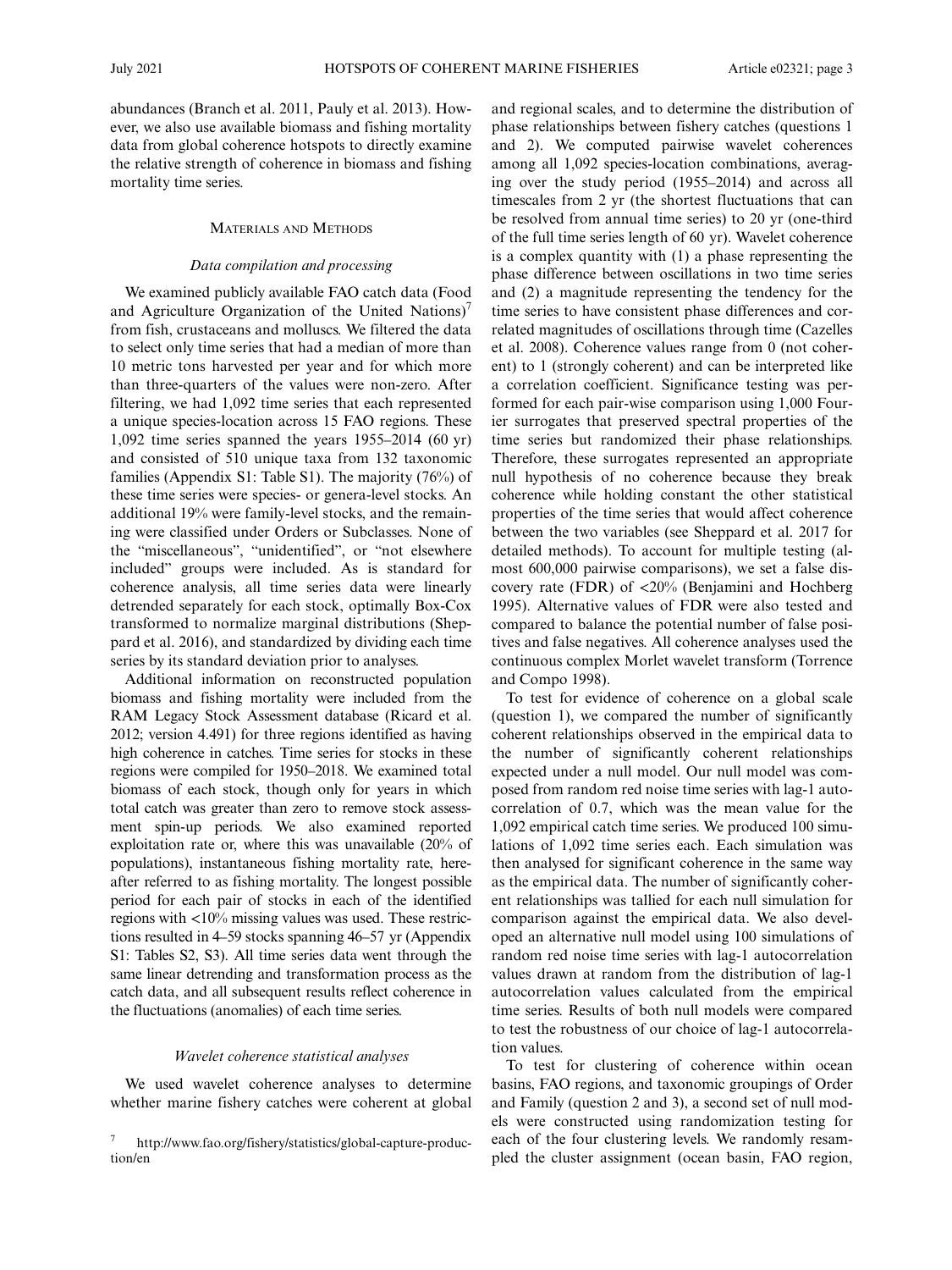abundances (Branch et al. 2011, Pauly et al. 2013). However, we also use available biomass and fishing mortality data from global coherence hotspots to directly examine the relative strength of coherence in biomass and fishing mortality time series.

## Materials and Methods

### *Data compilation and processing*

We examined publicly available FAO catch data (Food and Agriculture Organization of the United Nations)[7] from fish, crustaceans and molluscs. We filtered the data to select only time series that had a median of more than 10 metric tons harvested per year and for which more than three-quarters of the values were non-zero. After filtering, we had 1,092 time series that each represented a unique species-location across 15 FAO regions. These 1,092 time series spanned the years 1955–2014 (60 yr) and consisted of 510 unique taxa from 132 taxonomic families (Appendix S1: Table S1). The majority (76%) of these time series were species- or genera-level stocks. An additional 19% were family-level stocks, and the remaining were classified under Orders or Subclasses. None of the "miscellaneous", "unidentified", or "not elsewhere included" groups were included. As is standard for coherence analysis, all time series data were linearly detrended separately for each stock, optimally Box-Cox transformed to normalize marginal distributions (Sheppard et al. 2016), and standardized by dividing each time series by its standard deviation prior to analyses.

Additional information on reconstructed population biomass and fishing mortality were included from the RAM Legacy Stock Assessment database (Ricard et al. 2012; version 4.491) for three regions identified as having high coherence in catches. Time series for stocks in these regions were compiled for 1950–2018. We examined total biomass of each stock, though only for years in which total catch was greater than zero to remove stock assessment spin-up periods. We also examined reported exploitation rate or, where this was unavailable (20% of populations), instantaneous fishing mortality rate, hereafter referred to as fishing mortality. The longest possible period for each pair of stocks in each of the identified regions with <10% missing values was used. These restrictions resulted in 4–59 stocks spanning 46–57 yr (Appendix S1: Tables S2, S3). All time series data went through the same linear detrending and transformation process as the catch data, and all subsequent results reflect coherence in the fluctuations (anomalies) of each time series.

### *Wavelet coherence statistical analyses*

We used wavelet coherence analyses to determine whether marine fishery catches were coherent at global and regional scales, and to determine the distribution of phase relationships between fishery catches (questions 1 and 2). We computed pairwise wavelet coherences among all 1,092 species-location combinations, averaging over the study period (1955–2014) and across all timescales from 2 yr (the shortest fluctuations that can be resolved from annual time series) to 20 yr (one-third of the full time series length of 60 yr). Wavelet coherence is a complex quantity with (1) a phase representing the phase difference between oscillations in two time series and (2) a magnitude representing the tendency for the time series to have consistent phase differences and correlated magnitudes of oscillations through time (Cazelles et al. 2008). Coherence values range from 0 (not coherent) to 1 (strongly coherent) and can be interpreted like a correlation coefficient. Significance testing was performed for each pair-wise comparison using 1,000 Fourier surrogates that preserved spectral properties of the time series but randomized their phase relationships. Therefore, these surrogates represented an appropriate null hypothesis of no coherence because they break coherence while holding constant the other statistical properties of the time series that would affect coherence between the two variables (see Sheppard et al. 2017 for detailed methods). To account for multiple testing (almost 600,000 pairwise comparisons), we set a false discovery rate (FDR) of <20% (Benjamini and Hochberg 1995). Alternative values of FDR were also tested and compared to balance the potential number of false positives and false negatives. All coherence analyses used the continuous complex Morlet wavelet transform (Torrence and Compo 1998).

To test for evidence of coherence on a global scale (question 1), we compared the number of significantly coherent relationships observed in the empirical data to the number of significantly coherent relationships expected under a null model. Our null model was composed from random red noise time series with lag-1 autocorrelation of 0.7, which was the mean value for the 1,092 empirical catch time series. We produced 100 simulations of 1,092 time series each. Each simulation was then analysed for significant coherence in the same way as the empirical data. The number of significantly coherent relationships was tallied for each null simulation for comparison against the empirical data. We also developed an alternative null model using 100 simulations of random red noise time series with lag-1 autocorrelation values drawn at random from the distribution of lag-1 autocorrelation values calculated from the empirical time series. Results of both null models were compared to test the robustness of our choice of lag-1 autocorrelation values.

To test for clustering of coherence within ocean basins, FAO regions, and taxonomic groupings of Order and Family (question 2 and 3), a second set of null models were constructed using randomization testing for each of the four clustering levels. We randomly resampled the cluster assignment (ocean basin, FAO region,

[7] http://www.fao.org/fishery/statistics/global-capture-production/en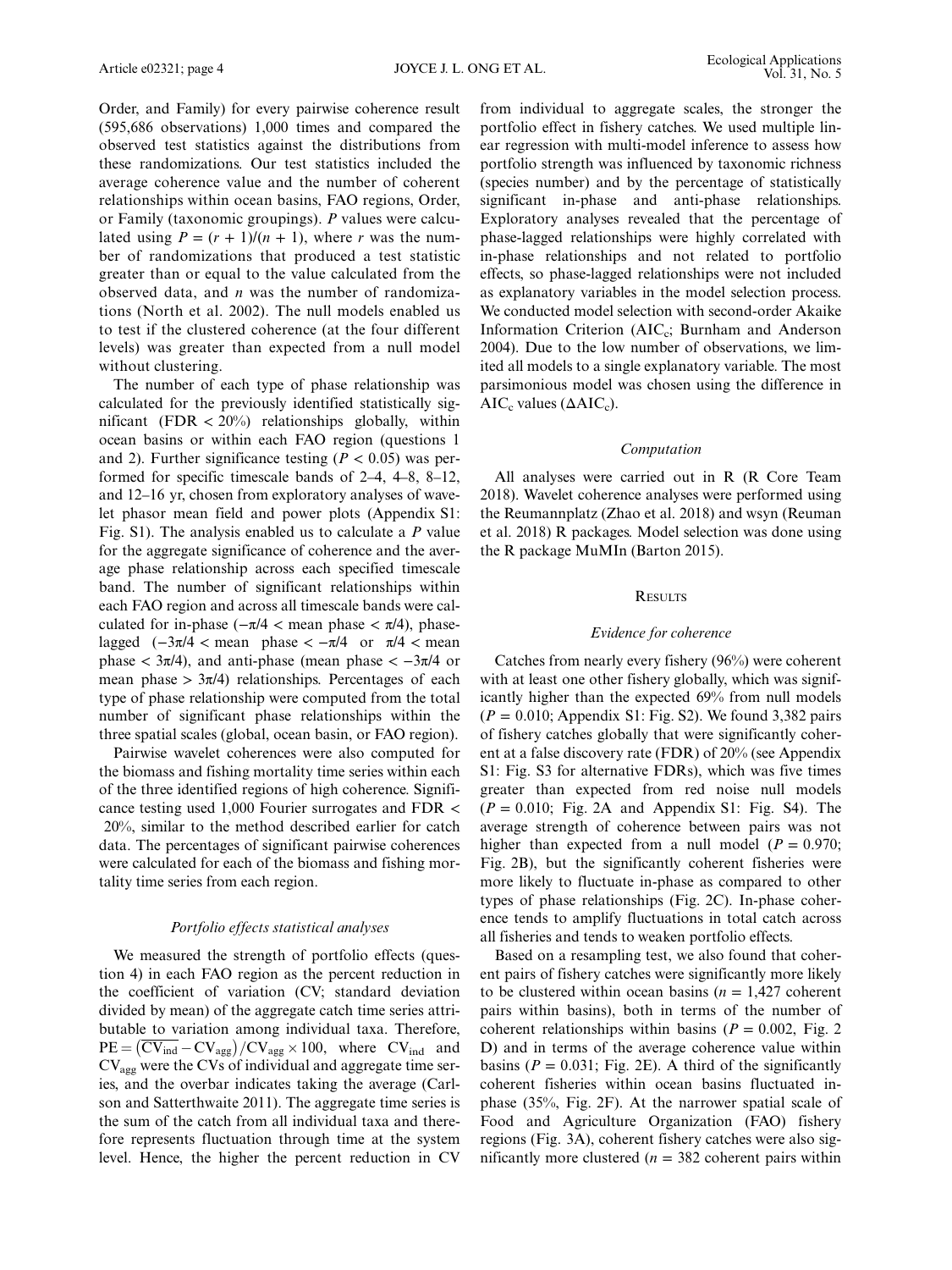Order, and Family) for every pairwise coherence result (595,686 observations) 1,000 times and compared the observed test statistics against the distributions from these randomizations. Our test statistics included the average coherence value and the number of coherent relationships within ocean basins, FAO regions, Order, or Family (taxonomic groupings). $P$ values were calculated using $P = (r + 1)/(n + 1)$, where $r$ was the number of randomizations that produced a test statistic greater than or equal to the value calculated from the observed data, and $n$ was the number of randomizations (North et al. 2002). The null models enabled us to test if the clustered coherence (at the four different levels) was greater than expected from a null model without clustering.

The number of each type of phase relationship was calculated for the previously identified statistically significant (FDR < 20%) relationships globally, within ocean basins or within each FAO region (questions 1 and 2). Further significance testing ($P < 0.05$) was performed for specific timescale bands of 2–4, 4–8, 8–12, and 12–16 yr, chosen from exploratory analyses of wavelet phasor mean field and power plots (Appendix S1: Fig. S1). The analysis enabled us to calculate a $P$ value for the aggregate significance of coherence and the average phase relationship across each specified timescale band. The number of significant relationships within each FAO region and across all timescale bands were calculated for in-phase ($-\pi/4$ < mean phase < $\pi/4$), phase-lagged ($-3\pi/4$ < mean phase < $-\pi/4$ or $\pi/4$ < mean phase < $3\pi/4$), and anti-phase (mean phase < $-3\pi/4$ or mean phase > $3\pi/4$) relationships. Percentages of each type of phase relationship were computed from the total number of significant phase relationships within the three spatial scales (global, ocean basin, or FAO region).

Pairwise wavelet coherences were also computed for the biomass and fishing mortality time series within each of the three identified regions of high coherence. Significance testing used 1,000 Fourier surrogates and FDR < 20%, similar to the method described earlier for catch data. The percentages of significant pairwise coherences were calculated for each of the biomass and fishing mortality time series from each region.

### *Portfolio effects statistical analyses*

We measured the strength of portfolio effects (question 4) in each FAO region as the percent reduction in the coefficient of variation (CV; standard deviation divided by mean) of the aggregate catch time series attributable to variation among individual taxa. Therefore, $\mathrm{PE} = \left(\overline{\mathrm{CV}_{\mathrm{ind}}} - \mathrm{CV}_{\mathrm{agg}}\right)/\mathrm{CV}_{\mathrm{agg}} \times 100$, where $\mathrm{CV}_{\mathrm{ind}}$ and $\mathrm{CV}_{\mathrm{agg}}$ were the CVs of individual and aggregate time series, and the overbar indicates taking the average (Carlson and Satterthwaite 2011). The aggregate time series is the sum of the catch from all individual taxa and therefore represents fluctuation through time at the system level. Hence, the higher the percent reduction in CV from individual to aggregate scales, the stronger the portfolio effect in fishery catches. We used multiple linear regression with multi-model inference to assess how portfolio strength was influenced by taxonomic richness (species number) and by the percentage of statistically significant in-phase and anti-phase relationships. Exploratory analyses revealed that the percentage of phase-lagged relationships were highly correlated with in-phase relationships and not related to portfolio effects, so phase-lagged relationships were not included as explanatory variables in the model selection process. We conducted model selection with second-order Akaike Information Criterion ($\mathrm{AIC_c}$; Burnham and Anderson 2004). Due to the low number of observations, we limited all models to a single explanatory variable. The most parsimonious model was chosen using the difference in $\mathrm{AIC_c}$ values ($\Delta\mathrm{AIC_c}$).

### *Computation*

All analyses were carried out in R (R Core Team 2018). Wavelet coherence analyses were performed using the Reumannplatz (Zhao et al. 2018) and wsyn (Reuman et al. 2018) R packages. Model selection was done using the R package MuMIn (Barton 2015).

## Results

### *Evidence for coherence*

Catches from nearly every fishery (96%) were coherent with at least one other fishery globally, which was significantly higher than the expected 69% from null models ($P = 0.010$; Appendix S1: Fig. S2). We found 3,382 pairs of fishery catches globally that were significantly coherent at a false discovery rate (FDR) of 20% (see Appendix S1: Fig. S3 for alternative FDRs), which was five times greater than expected from red noise null models ($P = 0.010$; Fig. 2A and Appendix S1: Fig. S4). The average strength of coherence between pairs was not higher than expected from a null model ($P = 0.970$; Fig. 2B), but the significantly coherent fisheries were more likely to fluctuate in-phase as compared to other types of phase relationships (Fig. 2C). In-phase coherence tends to amplify fluctuations in total catch across all fisheries and tends to weaken portfolio effects.

Based on a resampling test, we also found that coherent pairs of fishery catches were significantly more likely to be clustered within ocean basins ($n$ = 1,427 coherent pairs within basins), both in terms of the number of coherent relationships within basins ($P = 0.002$, Fig. 2D) and in terms of the average coherence value within basins ($P = 0.031$; Fig. 2E). A third of the significantly coherent fisheries within ocean basins fluctuated in-phase (35%, Fig. 2F). At the narrower spatial scale of Food and Agriculture Organization (FAO) fishery regions (Fig. 3A), coherent fishery catches were also significantly more clustered ($n$ = 382 coherent pairs within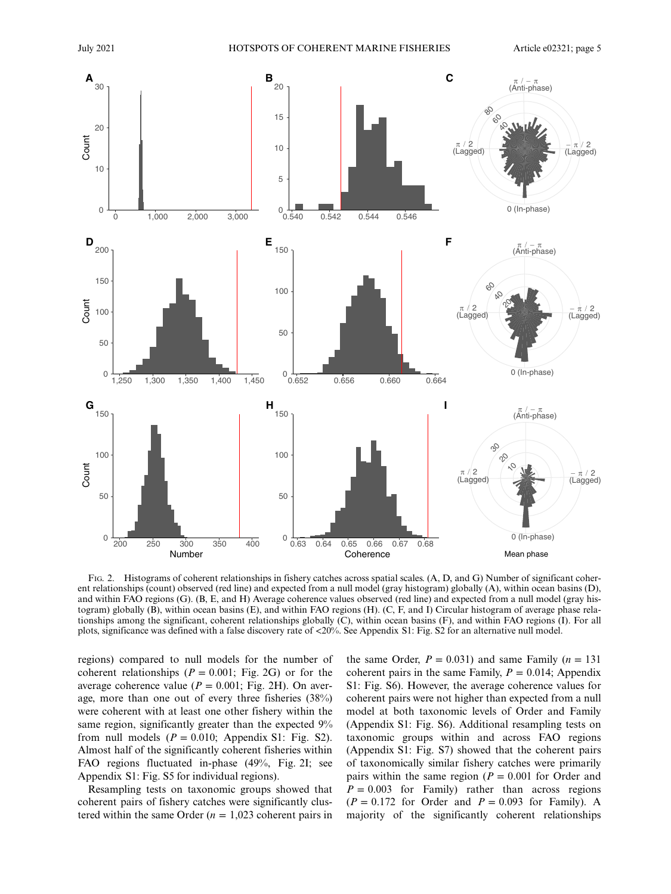Fig. 2. Histograms of coherent relationships in fishery catches across spatial scales. (A, D, and G) Number of significant coherent relationships (count) observed (red line) and expected from a null model (gray histogram) globally (A), within ocean basins (D), and within FAO regions (G). (B, E, and H) Average coherence values observed (red line) and expected from a null model (gray histogram) globally (B), within ocean basins (E), and within FAO regions (H). (C, F, and I) Circular histogram of average phase relationships among the significant, coherent relationships globally (C), within ocean basins (F), and within FAO regions (I). For all plots, significance was defined with a false discovery rate of <20%. See Appendix S1: Fig. S2 for an alternative null model.

regions) compared to null models for the number of coherent relationships ($P = 0.001$; Fig. 2G) or for the average coherence value ($P = 0.001$; Fig. 2H). On average, more than one out of every three fisheries (38%) were coherent with at least one other fishery within the same region, significantly greater than the expected 9% from null models ($P = 0.010$; Appendix S1: Fig. S2). Almost half of the significantly coherent fisheries within FAO regions fluctuated in-phase (49%, Fig. 2I; see Appendix S1: Fig. S5 for individual regions).

Resampling tests on taxonomic groups showed that coherent pairs of fishery catches were significantly clustered within the same Order ($n = 1{,}023$ coherent pairs in the same Order, $P = 0.031$) and same Family ($n = 131$ coherent pairs in the same Family, $P = 0.014$; Appendix S1: Fig. S6). However, the average coherence values for coherent pairs were not higher than expected from a null model at both taxonomic levels of Order and Family (Appendix S1: Fig. S6). Additional resampling tests on taxonomic groups within and across FAO regions (Appendix S1: Fig. S7) showed that the coherent pairs of taxonomically similar fishery catches were primarily pairs within the same region ($P = 0.001$ for Order and $P = 0.003$ for Family) rather than across regions ($P = 0.172$ for Order and $P = 0.093$ for Family). A majority of the significantly coherent relationships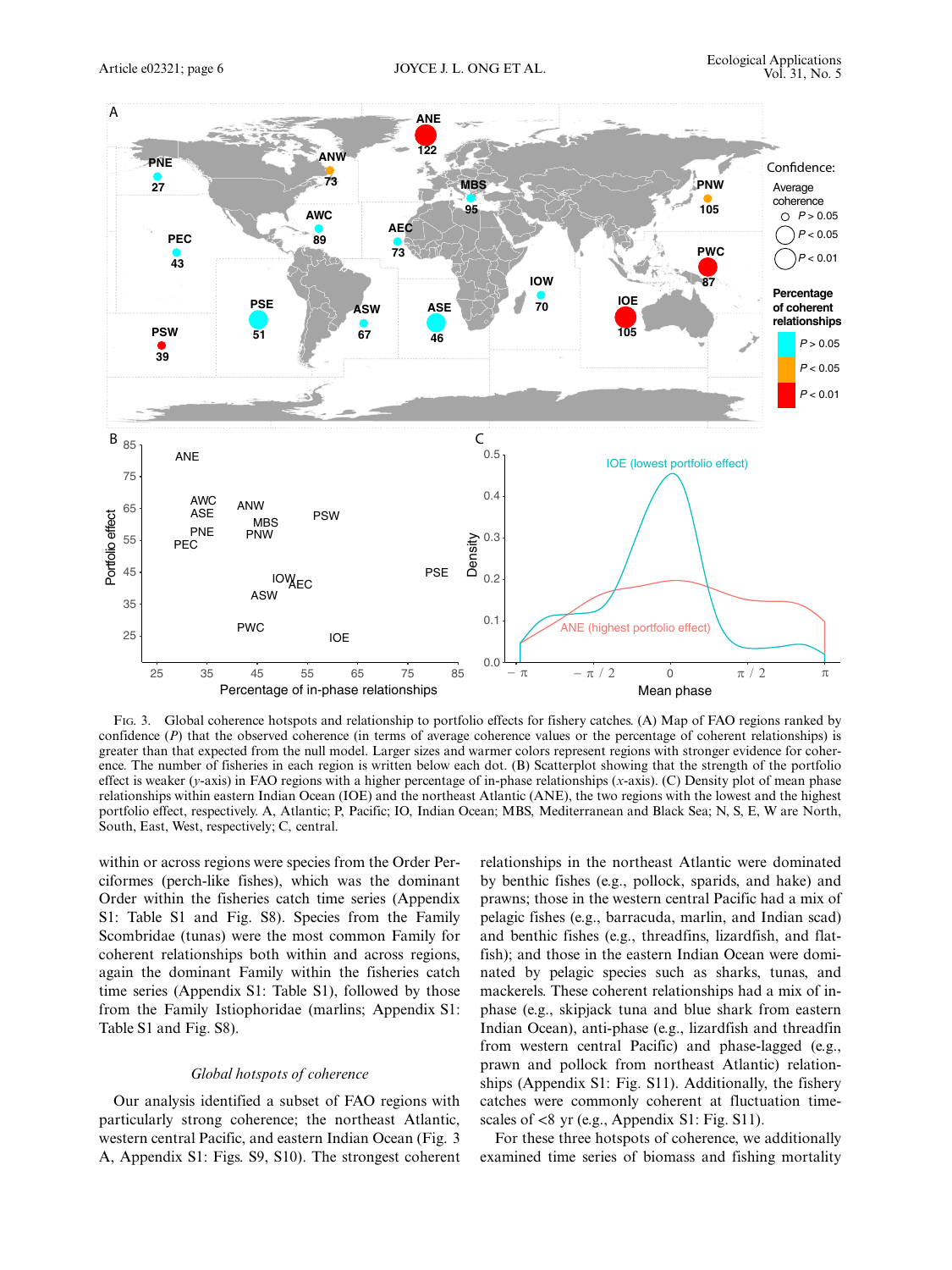Fig. 3. Global coherence hotspots and relationship to portfolio effects for fishery catches. (A) Map of FAO regions ranked by confidence ($P$) that the observed coherence (in terms of average coherence values or the percentage of coherent relationships) is greater than that expected from the null model. Larger sizes and warmer colors represent regions with stronger evidence for coherence. The number of fisheries in each region is written below each dot. (B) Scatterplot showing that the strength of the portfolio effect is weaker ($y$-axis) in FAO regions with a higher percentage of in-phase relationships ($x$-axis). (C) Density plot of mean phase relationships within eastern Indian Ocean (IOE) and the northeast Atlantic (ANE), the two regions with the lowest and the highest portfolio effect, respectively. A, Atlantic; P, Pacific; IO, Indian Ocean; MBS, Mediterranean and Black Sea; N, S, E, W are North, South, East, West, respectively; C, central.

within or across regions were species from the Order Perciformes (perch-like fishes), which was the dominant Order within the fisheries catch time series (Appendix S1: Table S1 and Fig. S8). Species from the Family Scombridae (tunas) were the most common Family for coherent relationships both within and across regions, again the dominant Family within the fisheries catch time series (Appendix S1: Table S1), followed by those from the Family Istiophoridae (marlins; Appendix S1: Table S1 and Fig. S8).

### *Global hotspots of coherence*

Our analysis identified a subset of FAO regions with particularly strong coherence; the northeast Atlantic, western central Pacific, and eastern Indian Ocean (Fig. 3 A, Appendix S1: Figs. S9, S10). The strongest coherent relationships in the northeast Atlantic were dominated by benthic fishes (e.g., pollock, sparids, and hake) and prawns; those in the western central Pacific had a mix of pelagic fishes (e.g., barracuda, marlin, and Indian scad) and benthic fishes (e.g., threadfins, lizardfish, and flatfish); and those in the eastern Indian Ocean were dominated by pelagic species such as sharks, tunas, and mackerels. These coherent relationships had a mix of in-phase (e.g., skipjack tuna and blue shark from eastern Indian Ocean), anti-phase (e.g., lizardfish and threadfin from western central Pacific) and phase-lagged (e.g., prawn and pollock from northeast Atlantic) relationships (Appendix S1: Fig. S11). Additionally, the fishery catches were commonly coherent at fluctuation timescales of <8 yr (e.g., Appendix S1: Fig. S11).

For these three hotspots of coherence, we additionally examined time series of biomass and fishing mortality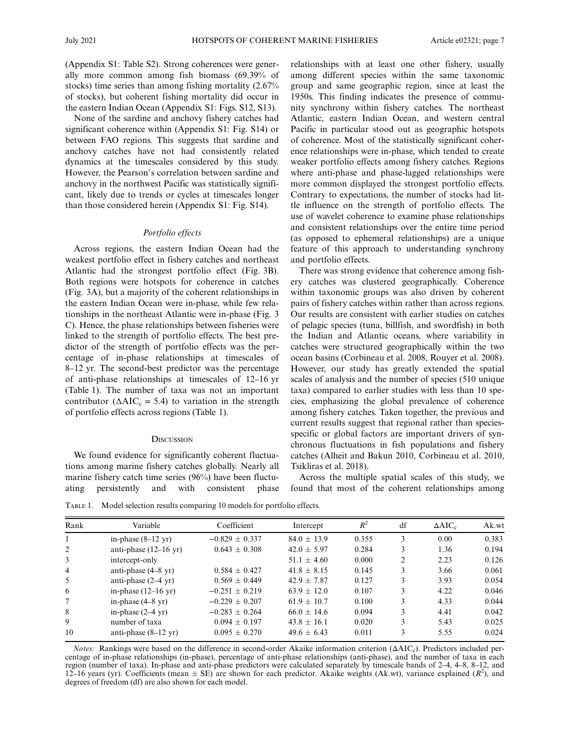(Appendix S1: Table S2). Strong coherences were generally more common among fish biomass (69.39% of stocks) time series than among fishing mortality (2.67% of stocks), but coherent fishing mortality did occur in the eastern Indian Ocean (Appendix S1: Figs. S12, S13).

None of the sardine and anchovy fishery catches had significant coherence within (Appendix S1: Fig. S14) or between FAO regions. This suggests that sardine and anchovy catches have not had consistently related dynamics at the timescales considered by this study. However, the Pearson's correlation between sardine and anchovy in the northwest Pacific was statistically significant, likely due to trends or cycles at timescales longer than those considered herein (Appendix S1: Fig. S14).

### *Portfolio effects*

Across regions, the eastern Indian Ocean had the weakest portfolio effect in fishery catches and northeast Atlantic had the strongest portfolio effect (Fig. 3B). Both regions were hotspots for coherence in catches (Fig. 3A), but a majority of the coherent relationships in the eastern Indian Ocean were in-phase, while few relationships in the northeast Atlantic were in-phase (Fig. 3 C). Hence, the phase relationships between fisheries were linked to the strength of portfolio effects. The best predictor of the strength of portfolio effects was the percentage of in-phase relationships at timescales of 8–12 yr. The second-best predictor was the percentage of anti-phase relationships at timescales of 12–16 yr (Table 1). The number of taxa was not an important contributor ($\Delta AIC_c = 5.4$) to variation in the strength of portfolio effects across regions (Table 1).

## Discussion

We found evidence for significantly coherent fluctuations among marine fishery catches globally. Nearly all marine fishery catch time series (96%) have been fluctuating persistently and with consistent phase relationships with at least one other fishery, usually among different species within the same taxonomic group and same geographic region, since at least the 1950s. This finding indicates the presence of community synchrony within fishery catches. The northeast Atlantic, eastern Indian Ocean, and western central Pacific in particular stood out as geographic hotspots of coherence. Most of the statistically significant coherence relationships were in-phase, which tended to create weaker portfolio effects among fishery catches. Regions where anti-phase and phase-lagged relationships were more common displayed the strongest portfolio effects. Contrary to expectations, the number of stocks had little influence on the strength of portfolio effects. The use of wavelet coherence to examine phase relationships and consistent relationships over the entire time period (as opposed to ephemeral relationships) are a unique feature of this approach to understanding synchrony and portfolio effects.

There was strong evidence that coherence among fishery catches was clustered geographically. Coherence within taxonomic groups was also driven by coherent pairs of fishery catches within rather than across regions. Our results are consistent with earlier studies on catches of pelagic species (tuna, billfish, and swordfish) in both the Indian and Atlantic oceans, where variability in catches were structured geographically within the two ocean basins (Corbineau et al. 2008, Rouyer et al. 2008). However, our study has greatly extended the spatial scales of analysis and the number of species (510 unique taxa) compared to earlier studies with less than 10 species, emphasizing the global prevalence of coherence among fishery catches. Taken together, the previous and current results suggest that regional rather than species-specific or global factors are important drivers of synchronous fluctuations in fish populations and fishery catches (Alheit and Bakun 2010, Corbineau et al. 2010, Tsikliras et al. 2018).

Across the multiple spatial scales of this study, we found that most of the coherent relationships among

Table 1. Model selection results comparing 10 models for portfolio effects.

| Rank | Variable | Coefficient | Intercept | $R^2$ | df | $\Delta AIC_c$ | Ak.wt |
|---|---|---|---|---|---|---|---|
| 1 | in-phase (8–12 yr) | $-0.829 \pm 0.337$ | $84.0 \pm 13.9$ | 0.355 | 3 | 0.00 | 0.383 |
| 2 | anti-phase (12–16 yr) | $0.643 \pm 0.308$ | $42.0 \pm 5.97$ | 0.284 | 3 | 1.36 | 0.194 |
| 3 | intercept-only | | $51.1 \pm 4.60$ | 0.000 | 2 | 2.23 | 0.126 |
| 4 | anti-phase (4–8 yr) | $0.584 \pm 0.427$ | $41.8 \pm 8.15$ | 0.145 | 3 | 3.66 | 0.061 |
| 5 | anti-phase (2–4 yr) | $0.569 \pm 0.449$ | $42.9 \pm 7.87$ | 0.127 | 3 | 3.93 | 0.054 |
| 6 | in-phase (12–16 yr) | $-0.251 \pm 0.219$ | $63.9 \pm 12.0$ | 0.107 | 3 | 4.22 | 0.046 |
| 7 | in-phase (4–8 yr) | $-0.229 \pm 0.207$ | $61.9 \pm 10.7$ | 0.100 | 3 | 4.33 | 0.044 |
| 8 | in-phase (2–4 yr) | $-0.283 \pm 0.264$ | $66.0 \pm 14.6$ | 0.094 | 3 | 4.41 | 0.042 |
| 9 | number of taxa | $0.094 \pm 0.197$ | $43.8 \pm 16.1$ | 0.020 | 3 | 5.43 | 0.025 |
| 10 | anti-phase (8–12 yr) | $0.095 \pm 0.270$ | $49.6 \pm 6.43$ | 0.011 | 3 | 5.55 | 0.024 |

*Notes:* Rankings were based on the difference in second-order Akaike information criterion ($\Delta AIC_c$). Predictors included percentage of in-phase relationships (in-phase), percentage of anti-phase relationships (anti-phase), and the number of taxa in each region (number of taxa). In-phase and anti-phase predictors were calculated separately by timescale bands of 2–4, 4–8, 8–12, and 12–16 years (yr). Coefficients (mean ± SE) are shown for each predictor. Akaike weights (Ak.wt), variance explained ($R^2$), and degrees of freedom (df) are also shown for each model.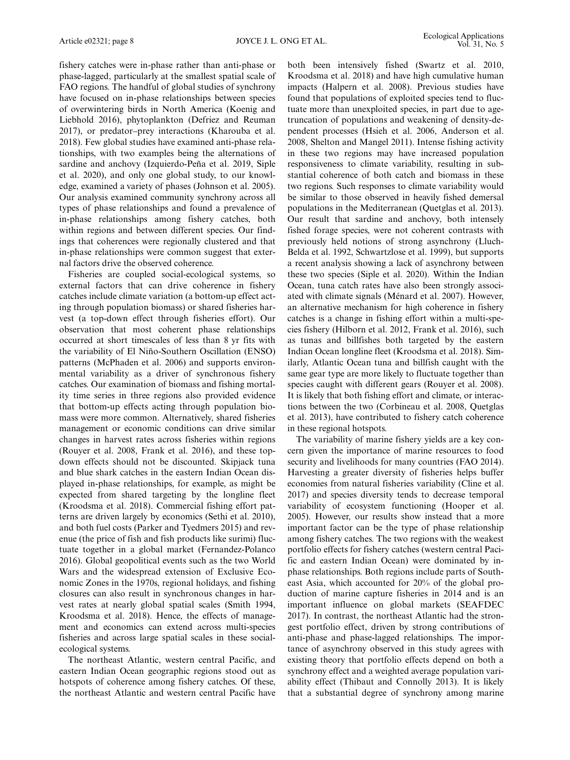fishery catches were in-phase rather than anti-phase or phase-lagged, particularly at the smallest spatial scale of FAO regions. The handful of global studies of synchrony have focused on in-phase relationships between species of overwintering birds in North America (Koenig and Liebhold 2016), phytoplankton (Defriez and Reuman 2017), or predator–prey interactions (Kharouba et al. 2018). Few global studies have examined anti-phase relationships, with two examples being the alternations of sardine and anchovy (Izquierdo-Peña et al. 2019, Siple et al. 2020), and only one global study, to our knowledge, examined a variety of phases (Johnson et al. 2005). Our analysis examined community synchrony across all types of phase relationships and found a prevalence of in-phase relationships among fishery catches, both within regions and between different species. Our findings that coherences were regionally clustered and that in-phase relationships were common suggest that external factors drive the observed coherence.

Fisheries are coupled social-ecological systems, so external factors that can drive coherence in fishery catches include climate variation (a bottom-up effect acting through population biomass) or shared fisheries harvest (a top-down effect through fisheries effort). Our observation that most coherent phase relationships occurred at short timescales of less than 8 yr fits with the variability of El Niño-Southern Oscillation (ENSO) patterns (McPhaden et al. 2006) and supports environmental variability as a driver of synchronous fishery catches. Our examination of biomass and fishing mortality time series in three regions also provided evidence that bottom-up effects acting through population biomass were more common. Alternatively, shared fisheries management or economic conditions can drive similar changes in harvest rates across fisheries within regions (Rouyer et al. 2008, Frank et al. 2016), and these top-down effects should not be discounted. Skipjack tuna and blue shark catches in the eastern Indian Ocean displayed in-phase relationships, for example, as might be expected from shared targeting by the longline fleet (Kroodsma et al. 2018). Commercial fishing effort patterns are driven largely by economics (Sethi et al. 2010), and both fuel costs (Parker and Tyedmers 2015) and revenue (the price of fish and fish products like surimi) fluctuate together in a global market (Fernandez-Polanco 2016). Global geopolitical events such as the two World Wars and the widespread extension of Exclusive Economic Zones in the 1970s, regional holidays, and fishing closures can also result in synchronous changes in harvest rates at nearly global spatial scales (Smith 1994, Kroodsma et al. 2018). Hence, the effects of management and economics can extend across multi-species fisheries and across large spatial scales in these social-ecological systems.

The northeast Atlantic, western central Pacific, and eastern Indian Ocean geographic regions stood out as hotspots of coherence among fishery catches. Of these, the northeast Atlantic and western central Pacific have both been intensively fished (Swartz et al. 2010, Kroodsma et al. 2018) and have high cumulative human impacts (Halpern et al. 2008). Previous studies have found that populations of exploited species tend to fluctuate more than unexploited species, in part due to age-truncation of populations and weakening of density-dependent processes (Hsieh et al. 2006, Anderson et al. 2008, Shelton and Mangel 2011). Intense fishing activity in these two regions may have increased population responsiveness to climate variability, resulting in substantial coherence of both catch and biomass in these two regions. Such responses to climate variability would be similar to those observed in heavily fished demersal populations in the Mediterranean (Quetglas et al. 2013). Our result that sardine and anchovy, both intensely fished forage species, were not coherent contrasts with previously held notions of strong asynchrony (Lluch-Belda et al. 1992, Schwartzlose et al. 1999), but supports a recent analysis showing a lack of asynchrony between these two species (Siple et al. 2020). Within the Indian Ocean, tuna catch rates have also been strongly associated with climate signals (Ménard et al. 2007). However, an alternative mechanism for high coherence in fishery catches is a change in fishing effort within a multi-species fishery (Hilborn et al. 2012, Frank et al. 2016), such as tunas and billfishes both targeted by the eastern Indian Ocean longline fleet (Kroodsma et al. 2018). Similarly, Atlantic Ocean tuna and billfish caught with the same gear type are more likely to fluctuate together than species caught with different gears (Rouyer et al. 2008). It is likely that both fishing effort and climate, or interactions between the two (Corbineau et al. 2008, Quetglas et al. 2013), have contributed to fishery catch coherence in these regional hotspots.

The variability of marine fishery yields are a key concern given the importance of marine resources to food security and livelihoods for many countries (FAO 2014). Harvesting a greater diversity of fisheries helps buffer economies from natural fisheries variability (Cline et al. 2017) and species diversity tends to decrease temporal variability of ecosystem functioning (Hooper et al. 2005). However, our results show instead that a more important factor can be the type of phase relationship among fishery catches. The two regions with the weakest portfolio effects for fishery catches (western central Pacific and eastern Indian Ocean) were dominated by in-phase relationships. Both regions include parts of Southeast Asia, which accounted for 20% of the global production of marine capture fisheries in 2014 and is an important influence on global markets (SEAFDEC 2017). In contrast, the northeast Atlantic had the strongest portfolio effect, driven by strong contributions of anti-phase and phase-lagged relationships. The importance of asynchrony observed in this study agrees with existing theory that portfolio effects depend on both a synchrony effect and a weighted average population variability effect (Thibaut and Connolly 2013). It is likely that a substantial degree of synchrony among marine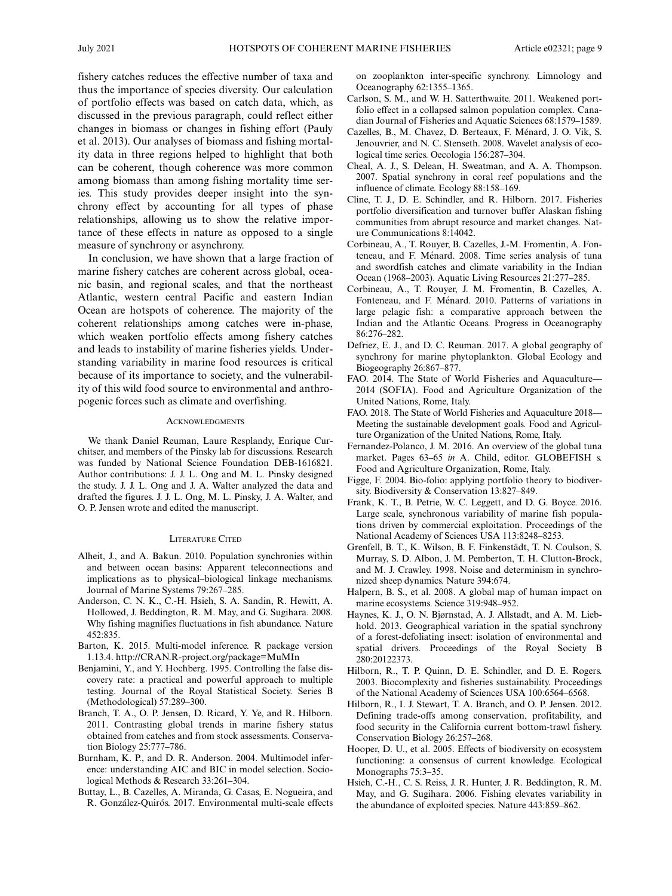fishery catches reduces the effective number of taxa and thus the importance of species diversity. Our calculation of portfolio effects was based on catch data, which, as discussed in the previous paragraph, could reflect either changes in biomass or changes in fishing effort (Pauly et al. 2013). Our analyses of biomass and fishing mortality data in three regions helped to highlight that both can be coherent, though coherence was more common among biomass than among fishing mortality time series. This study provides deeper insight into the synchrony effect by accounting for all types of phase relationships, allowing us to show the relative importance of these effects in nature as opposed to a single measure of synchrony or asynchrony.

In conclusion, we have shown that a large fraction of marine fishery catches are coherent across global, oceanic basin, and regional scales, and that the northeast Atlantic, western central Pacific and eastern Indian Ocean are hotspots of coherence. The majority of the coherent relationships among catches were in-phase, which weaken portfolio effects among fishery catches and leads to instability of marine fisheries yields. Understanding variability in marine food resources is critical because of its importance to society, and the vulnerability of this wild food source to environmental and anthropogenic forces such as climate and overfishing.

## Acknowledgments

We thank Daniel Reuman, Laure Resplandy, Enrique Curchitser, and members of the Pinsky lab for discussions. Research was funded by National Science Foundation DEB-1616821. Author contributions: J. J. L. Ong and M. L. Pinsky designed the study. J. J. L. Ong and J. A. Walter analyzed the data and drafted the figures. J. J. L. Ong, M. L. Pinsky, J. A. Walter, and O. P. Jensen wrote and edited the manuscript.

## Literature Cited

Alheit, J., and A. Bakun. 2010. Population synchronies within and between ocean basins: Apparent teleconnections and implications as to physical–biological linkage mechanisms. Journal of Marine Systems 79:267–285.

Anderson, C. N. K., C.-H. Hsieh, S. A. Sandin, R. Hewitt, A. Hollowed, J. Beddington, R. M. May, and G. Sugihara. 2008. Why fishing magnifies fluctuations in fish abundance. Nature 452:835.

Barton, K. 2015. Multi-model inference. R package version 1.13.4. http://CRAN.R-project.org/package=MuMIn

Benjamini, Y., and Y. Hochberg. 1995. Controlling the false discovery rate: a practical and powerful approach to multiple testing. Journal of the Royal Statistical Society. Series B (Methodological) 57:289–300.

Branch, T. A., O. P. Jensen, D. Ricard, Y. Ye, and R. Hilborn. 2011. Contrasting global trends in marine fishery status obtained from catches and from stock assessments. Conservation Biology 25:777–786.

Burnham, K. P., and D. R. Anderson. 2004. Multimodel inference: understanding AIC and BIC in model selection. Sociological Methods & Research 33:261–304.

Buttay, L., B. Cazelles, A. Miranda, G. Casas, E. Nogueira, and R. González-Quirós. 2017. Environmental multi-scale effects on zooplankton inter-specific synchrony. Limnology and Oceanography 62:1355–1365.

Carlson, S. M., and W. H. Satterthwaite. 2011. Weakened portfolio effect in a collapsed salmon population complex. Canadian Journal of Fisheries and Aquatic Sciences 68:1579–1589.

Cazelles, B., M. Chavez, D. Berteaux, F. Ménard, J. O. Vik, S. Jenouvrier, and N. C. Stenseth. 2008. Wavelet analysis of ecological time series. Oecologia 156:287–304.

Cheal, A. J., S. Delean, H. Sweatman, and A. A. Thompson. 2007. Spatial synchrony in coral reef populations and the influence of climate. Ecology 88:158–169.

Cline, T. J., D. E. Schindler, and R. Hilborn. 2017. Fisheries portfolio diversification and turnover buffer Alaskan fishing communities from abrupt resource and market changes. Nature Communications 8:14042.

Corbineau, A., T. Rouyer, B. Cazelles, J.-M. Fromentin, A. Fonteneau, and F. Ménard. 2008. Time series analysis of tuna and swordfish catches and climate variability in the Indian Ocean (1968–2003). Aquatic Living Resources 21:277–285.

Corbineau, A., T. Rouyer, J. M. Fromentin, B. Cazelles, A. Fonteneau, and F. Ménard. 2010. Patterns of variations in large pelagic fish: a comparative approach between the Indian and the Atlantic Oceans. Progress in Oceanography 86:276–282.

Defriez, E. J., and D. C. Reuman. 2017. A global geography of synchrony for marine phytoplankton. Global Ecology and Biogeography 26:867–877.

FAO. 2014. The State of World Fisheries and Aquaculture—2014 (SOFIA). Food and Agriculture Organization of the United Nations, Rome, Italy.

FAO. 2018. The State of World Fisheries and Aquaculture 2018—Meeting the sustainable development goals. Food and Agriculture Organization of the United Nations, Rome, Italy.

Fernandez-Polanco, J. M. 2016. An overview of the global tuna market. Pages 63–65 *in* A. Child, editor. GLOBEFISH s. Food and Agriculture Organization, Rome, Italy.

Figge, F. 2004. Bio-folio: applying portfolio theory to biodiversity. Biodiversity & Conservation 13:827–849.

Frank, K. T., B. Petrie, W. C. Leggett, and D. G. Boyce. 2016. Large scale, synchronous variability of marine fish populations driven by commercial exploitation. Proceedings of the National Academy of Sciences USA 113:8248–8253.

Grenfell, B. T., K. Wilson, B. F. Finkenstädt, T. N. Coulson, S. Murray, S. D. Albon, J. M. Pemberton, T. H. Clutton-Brock, and M. J. Crawley. 1998. Noise and determinism in synchronized sheep dynamics. Nature 394:674.

Halpern, B. S., et al. 2008. A global map of human impact on marine ecosystems. Science 319:948–952.

Haynes, K. J., O. N. Bjørnstad, A. J. Allstadt, and A. M. Liebhold. 2013. Geographical variation in the spatial synchrony of a forest-defoliating insect: isolation of environmental and spatial drivers. Proceedings of the Royal Society B 280:20122373.

Hilborn, R., T. P. Quinn, D. E. Schindler, and D. E. Rogers. 2003. Biocomplexity and fisheries sustainability. Proceedings of the National Academy of Sciences USA 100:6564–6568.

Hilborn, R., I. J. Stewart, T. A. Branch, and O. P. Jensen. 2012. Defining trade-offs among conservation, profitability, and food security in the California current bottom-trawl fishery. Conservation Biology 26:257–268.

Hooper, D. U., et al. 2005. Effects of biodiversity on ecosystem functioning: a consensus of current knowledge. Ecological Monographs 75:3–35.

Hsieh, C.-H., C. S. Reiss, J. R. Hunter, J. R. Beddington, R. M. May, and G. Sugihara. 2006. Fishing elevates variability in the abundance of exploited species. Nature 443:859–862.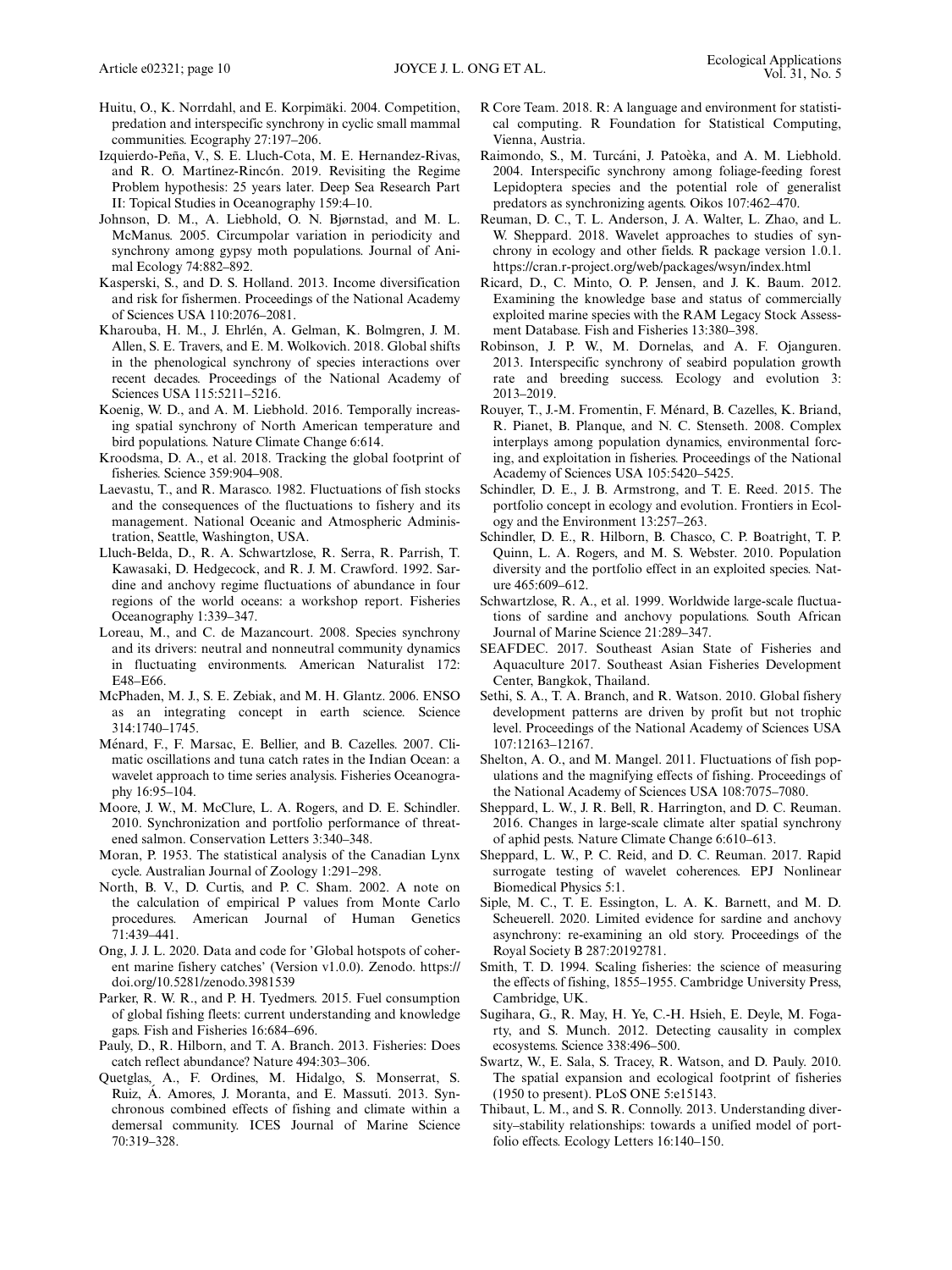Huitu, O., K. Norrdahl, and E. Korpimäki. 2004. Competition, predation and interspecific synchrony in cyclic small mammal communities. Ecography 27:197–206.

Izquierdo-Peña, V., S. E. Lluch-Cota, M. E. Hernandez-Rivas, and R. O. Martínez-Rincón. 2019. Revisiting the Regime Problem hypothesis: 25 years later. Deep Sea Research Part II: Topical Studies in Oceanography 159:4–10.

Johnson, D. M., A. Liebhold, O. N. Bjørnstad, and M. L. McManus. 2005. Circumpolar variation in periodicity and synchrony among gypsy moth populations. Journal of Animal Ecology 74:882–892.

Kasperski, S., and D. S. Holland. 2013. Income diversification and risk for fishermen. Proceedings of the National Academy of Sciences USA 110:2076–2081.

Kharouba, H. M., J. Ehrlén, A. Gelman, K. Bolmgren, J. M. Allen, S. E. Travers, and E. M. Wolkovich. 2018. Global shifts in the phenological synchrony of species interactions over recent decades. Proceedings of the National Academy of Sciences USA 115:5211–5216.

Koenig, W. D., and A. M. Liebhold. 2016. Temporally increasing spatial synchrony of North American temperature and bird populations. Nature Climate Change 6:614.

Kroodsma, D. A., et al. 2018. Tracking the global footprint of fisheries. Science 359:904–908.

Laevastu, T., and R. Marasco. 1982. Fluctuations of fish stocks and the consequences of the fluctuations to fishery and its management. National Oceanic and Atmospheric Administration, Seattle, Washington, USA.

Lluch-Belda, D., R. A. Schwartzlose, R. Serra, R. Parrish, T. Kawasaki, D. Hedgecock, and R. J. M. Crawford. 1992. Sardine and anchovy regime fluctuations of abundance in four regions of the world oceans: a workshop report. Fisheries Oceanography 1:339–347.

Loreau, M., and C. de Mazancourt. 2008. Species synchrony and its drivers: neutral and nonneutral community dynamics in fluctuating environments. American Naturalist 172: E48–E66.

McPhaden, M. J., S. E. Zebiak, and M. H. Glantz. 2006. ENSO as an integrating concept in earth science. Science 314:1740–1745.

Ménard, F., F. Marsac, E. Bellier, and B. Cazelles. 2007. Climatic oscillations and tuna catch rates in the Indian Ocean: a wavelet approach to time series analysis. Fisheries Oceanography 16:95–104.

Moore, J. W., M. McClure, L. A. Rogers, and D. E. Schindler. 2010. Synchronization and portfolio performance of threatened salmon. Conservation Letters 3:340–348.

Moran, P. 1953. The statistical analysis of the Canadian Lynx cycle. Australian Journal of Zoology 1:291–298.

North, B. V., D. Curtis, and P. C. Sham. 2002. A note on the calculation of empirical P values from Monte Carlo procedures. American Journal of Human Genetics 71:439–441.

Ong, J. J. L. 2020. Data and code for 'Global hotspots of coherent marine fishery catches' (Version v1.0.0). Zenodo. https://doi.org/10.5281/zenodo.3981539

Parker, R. W. R., and P. H. Tyedmers. 2015. Fuel consumption of global fishing fleets: current understanding and knowledge gaps. Fish and Fisheries 16:684–696.

Pauly, D., R. Hilborn, and T. A. Branch. 2013. Fisheries: Does catch reflect abundance? Nature 494:303–306.

Quetglas, A., F. Ordines, M. Hidalgo, S. Monserrat, S. Ruiz, Á. Amores, J. Moranta, and E. Massutí. 2013. Synchronous combined effects of fishing and climate within a demersal community. ICES Journal of Marine Science 70:319–328.

R Core Team. 2018. R: A language and environment for statistical computing. R Foundation for Statistical Computing, Vienna, Austria.

Raimondo, S., M. Turcáni, J. Patoèka, and A. M. Liebhold. 2004. Interspecific synchrony among foliage-feeding forest Lepidoptera species and the potential role of generalist predators as synchronizing agents. Oikos 107:462–470.

Reuman, D. C., T. L. Anderson, J. A. Walter, L. Zhao, and L. W. Sheppard. 2018. Wavelet approaches to studies of synchrony in ecology and other fields. R package version 1.0.1. https://cran.r-project.org/web/packages/wsyn/index.html

Ricard, D., C. Minto, O. P. Jensen, and J. K. Baum. 2012. Examining the knowledge base and status of commercially exploited marine species with the RAM Legacy Stock Assessment Database. Fish and Fisheries 13:380–398.

Robinson, J. P. W., M. Dornelas, and A. F. Ojanguren. 2013. Interspecific synchrony of seabird population growth rate and breeding success. Ecology and evolution 3: 2013–2019.

Rouyer, T., J.-M. Fromentin, F. Ménard, B. Cazelles, K. Briand, R. Pianet, B. Planque, and N. C. Stenseth. 2008. Complex interplays among population dynamics, environmental forcing, and exploitation in fisheries. Proceedings of the National Academy of Sciences USA 105:5420–5425.

Schindler, D. E., J. B. Armstrong, and T. E. Reed. 2015. The portfolio concept in ecology and evolution. Frontiers in Ecology and the Environment 13:257–263.

Schindler, D. E., R. Hilborn, B. Chasco, C. P. Boatright, T. P. Quinn, L. A. Rogers, and M. S. Webster. 2010. Population diversity and the portfolio effect in an exploited species. Nature 465:609–612.

Schwartzlose, R. A., et al. 1999. Worldwide large-scale fluctuations of sardine and anchovy populations. South African Journal of Marine Science 21:289–347.

SEAFDEC. 2017. Southeast Asian State of Fisheries and Aquaculture 2017. Southeast Asian Fisheries Development Center, Bangkok, Thailand.

Sethi, S. A., T. A. Branch, and R. Watson. 2010. Global fishery development patterns are driven by profit but not trophic level. Proceedings of the National Academy of Sciences USA 107:12163–12167.

Shelton, A. O., and M. Mangel. 2011. Fluctuations of fish populations and the magnifying effects of fishing. Proceedings of the National Academy of Sciences USA 108:7075–7080.

Sheppard, L. W., J. R. Bell, R. Harrington, and D. C. Reuman. 2016. Changes in large-scale climate alter spatial synchrony of aphid pests. Nature Climate Change 6:610–613.

Sheppard, L. W., P. C. Reid, and D. C. Reuman. 2017. Rapid surrogate testing of wavelet coherences. EPJ Nonlinear Biomedical Physics 5:1.

Siple, M. C., T. E. Essington, L. A. K. Barnett, and M. D. Scheuerell. 2020. Limited evidence for sardine and anchovy asynchrony: re-examining an old story. Proceedings of the Royal Society B 287:20192781.

Smith, T. D. 1994. Scaling fisheries: the science of measuring the effects of fishing, 1855–1955. Cambridge University Press, Cambridge, UK.

Sugihara, G., R. May, H. Ye, C.-H. Hsieh, E. Deyle, M. Fogarty, and S. Munch. 2012. Detecting causality in complex ecosystems. Science 338:496–500.

Swartz, W., E. Sala, S. Tracey, R. Watson, and D. Pauly. 2010. The spatial expansion and ecological footprint of fisheries (1950 to present). PLoS ONE 5:e15143.

Thibaut, L. M., and S. R. Connolly. 2013. Understanding diversity–stability relationships: towards a unified model of portfolio effects. Ecology Letters 16:140–150.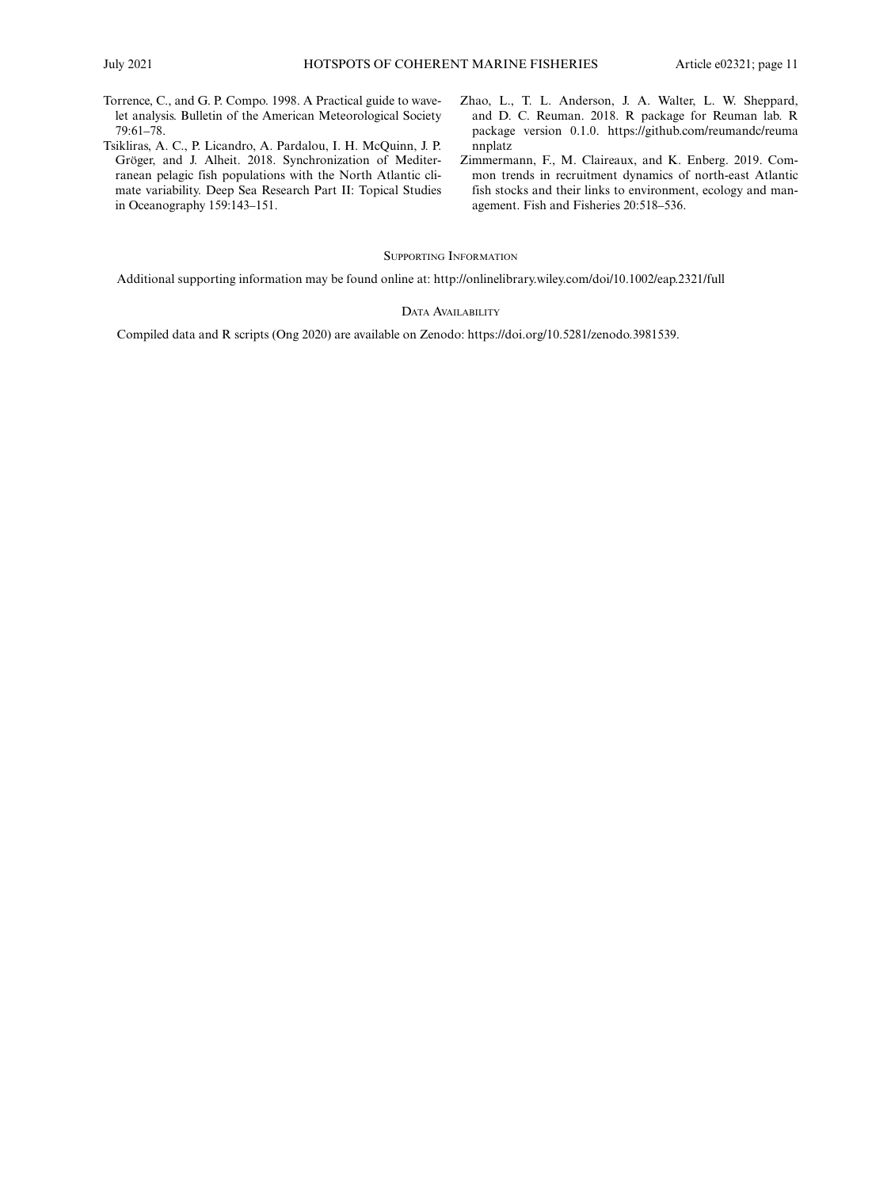Torrence, C., and G. P. Compo. 1998. A Practical guide to wavelet analysis. Bulletin of the American Meteorological Society 79:61–78.

Tsikliras, A. C., P. Licandro, A. Pardalou, I. H. McQuinn, J. P. Gröger, and J. Alheit. 2018. Synchronization of Mediterranean pelagic fish populations with the North Atlantic climate variability. Deep Sea Research Part II: Topical Studies in Oceanography 159:143–151.

Zhao, L., T. L. Anderson, J. A. Walter, L. W. Sheppard, and D. C. Reuman. 2018. R package for Reuman lab. R package version 0.1.0. https://github.com/reumandc/reumannplatz

Zimmermann, F., M. Claireaux, and K. Enberg. 2019. Common trends in recruitment dynamics of north-east Atlantic fish stocks and their links to environment, ecology and management. Fish and Fisheries 20:518–536.

## Supporting Information

Additional supporting information may be found online at: http://onlinelibrary.wiley.com/doi/10.1002/eap.2321/full

## Data Availability

Compiled data and R scripts (Ong 2020) are available on Zenodo: https://doi.org/10.5281/zenodo.3981539.